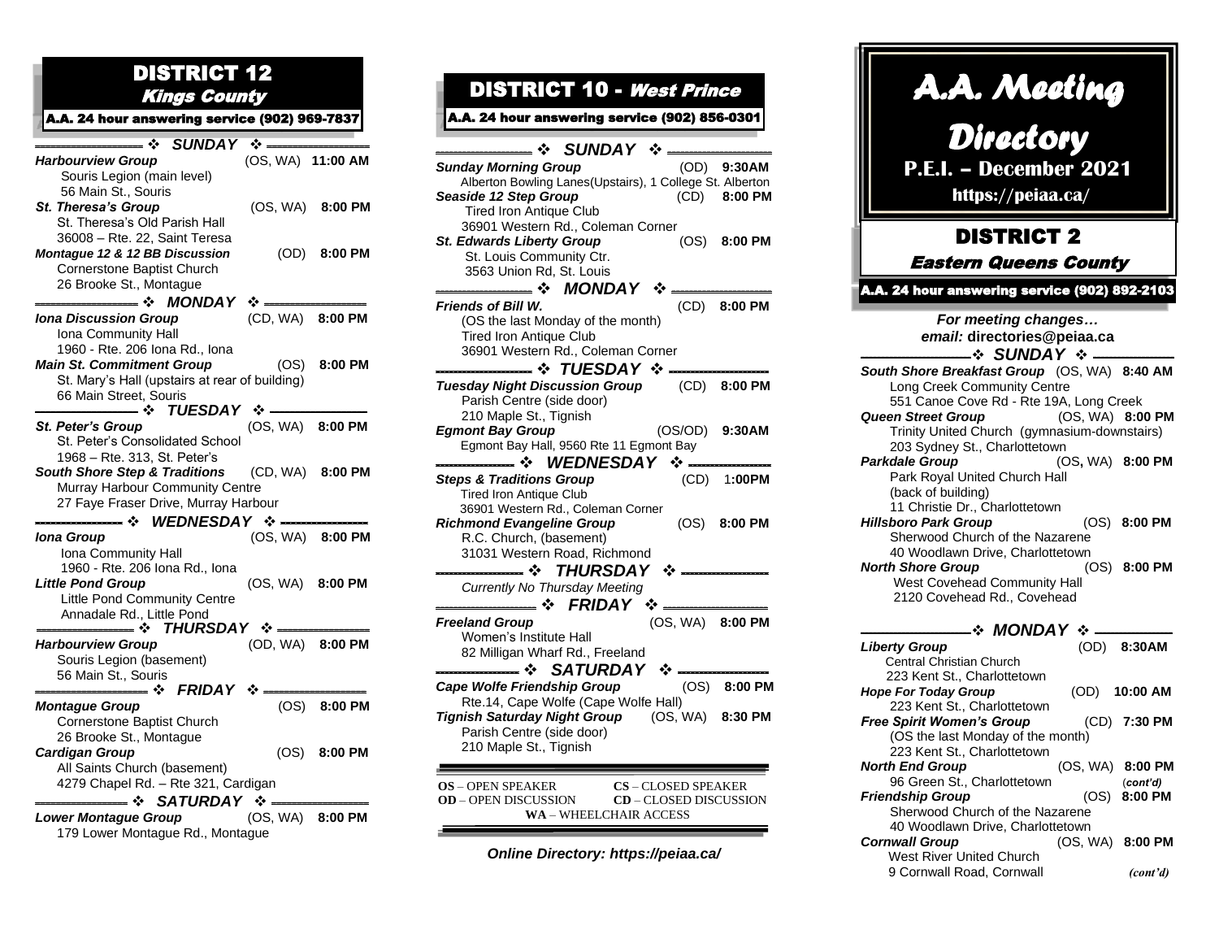# DISTRICT 12

## *Kings County*

**A.A. 24 hour answering service (902) 969-7837**

### ❖ SUNDAY ❖

***Harbourview Group*** (OS, WA) **11:00 AM**
Souris Legion (main level)
56 Main St., Souris

***St. Theresa's Group*** (OS, WA) **8:00 PM**
St. Theresa's Old Parish Hall
36008 – Rte. 22, Saint Teresa

***Montague 12 & 12 BB Discussion*** (OD) **8:00 PM**
Cornerstone Baptist Church
26 Brooke St., Montague

### ❖ MONDAY ❖

***Iona Discussion Group*** (CD, WA) **8:00 PM**
Iona Community Hall
1960 - Rte. 206 Iona Rd., Iona

***Main St. Commitment Group*** (OS) **8:00 PM**
St. Mary's Hall (upstairs at rear of building)
66 Main Street, Souris

### ❖ TUESDAY ❖

***St. Peter's Group*** (OS, WA) **8:00 PM**
St. Peter's Consolidated School
1968 – Rte. 313, St. Peter's

***South Shore Step & Traditions*** (CD, WA) **8:00 PM**
Murray Harbour Community Centre
27 Faye Fraser Drive, Murray Harbour

### ❖ WEDNESDAY ❖

***Iona Group*** (OS, WA) **8:00 PM**
Iona Community Hall
1960 - Rte. 206 Iona Rd., Iona

***Little Pond Group*** (OS, WA) **8:00 PM**
Little Pond Community Centre
Annadale Rd., Little Pond

### ❖ THURSDAY ❖

***Harbourview Group*** (OD, WA) **8:00 PM**
Souris Legion (basement)
56 Main St., Souris

### ❖ FRIDAY ❖

***Montague Group*** (OS) **8:00 PM**
Cornerstone Baptist Church
26 Brooke St., Montague

***Cardigan Group*** (OS) **8:00 PM**
All Saints Church (basement)
4279 Chapel Rd. – Rte 321, Cardigan

### ❖ SATURDAY ❖

***Lower Montague Group*** (OS, WA) **8:00 PM**
179 Lower Montague Rd., Montague

# DISTRICT 10 - *West Prince*

**A.A. 24 hour answering service (902) 856-0301**

### ❖ SUNDAY ❖

***Sunday Morning Group*** (OD) **9:30AM**
Alberton Bowling Lanes(Upstairs), 1 College St. Alberton

***Seaside 12 Step Group*** (CD) **8:00 PM**
Tired Iron Antique Club
36901 Western Rd., Coleman Corner

***St. Edwards Liberty Group*** (OS) **8:00 PM**
St. Louis Community Ctr.
3563 Union Rd, St. Louis

### ❖ MONDAY ❖

***Friends of Bill W.*** (CD) **8:00 PM**
(OS the last Monday of the month)
Tired Iron Antique Club
36901 Western Rd., Coleman Corner

### ❖ TUESDAY ❖

***Tuesday Night Discussion Group*** (CD) **8:00 PM**
Parish Centre (side door)
210 Maple St., Tignish

***Egmont Bay Group*** (OS/OD) **9:30AM**
Egmont Bay Hall, 9560 Rte 11 Egmont Bay

### ❖ WEDNESDAY ❖

***Steps & Traditions Group*** (CD) **1:00PM**
Tired Iron Antique Club
36901 Western Rd., Coleman Corner

***Richmond Evangeline Group*** (OS) **8:00 PM**
R.C. Church, (basement)
31031 Western Road, Richmond

### ❖ THURSDAY ❖

*Currently No Thursday Meeting*

### ❖ FRIDAY ❖

***Freeland Group*** (OS, WA) **8:00 PM**
Women's Institute Hall
82 Milligan Wharf Rd., Freeland

### ❖ SATURDAY ❖

***Cape Wolfe Friendship Group*** (OS) **8:00 PM**
Rte.14, Cape Wolfe (Cape Wolfe Hall)

***Tignish Saturday Night Group*** (OS, WA) **8:30 PM**
Parish Centre (side door)
210 Maple St., Tignish

**OS** – OPEN SPEAKER　　**CS** – CLOSED SPEAKER
**OD** – OPEN DISCUSSION　　**CD** – CLOSED DISCUSSION
**WA** – WHEELCHAIR ACCESS

*Online Directory: https://peiaa.ca/*

# *A.A. Meeting Directory*

**P.E.I. – December 2021**

**https://peiaa.ca/**

# DISTRICT 2

## *Eastern Queens County*

**A.A. 24 hour answering service (902) 892-2103**

***For meeting changes…***
***email:*** **directories@peiaa.ca**

### ❖ SUNDAY ❖

***South Shore Breakfast Group*** (OS, WA) **8:40 AM**
Long Creek Community Centre
551 Canoe Cove Rd - Rte 19A, Long Creek

***Queen Street Group*** (OS, WA) **8:00 PM**
Trinity United Church (gymnasium-downstairs)
203 Sydney St., Charlottetown

***Parkdale Group*** (OS, WA) **8:00 PM**
Park Royal United Church Hall
(back of building)
11 Christie Dr., Charlottetown

***Hillsboro Park Group*** (OS) **8:00 PM**
Sherwood Church of the Nazarene
40 Woodlawn Drive, Charlottetown

***North Shore Group*** (OS) **8:00 PM**
West Covehead Community Hall
2120 Covehead Rd., Covehead

### ❖ MONDAY ❖

***Liberty Group*** (OD) **8:30AM**
Central Christian Church
223 Kent St., Charlottetown

***Hope For Today Group*** (OD) **10:00 AM**
223 Kent St., Charlottetown

***Free Spirit Women's Group*** (CD) **7:30 PM**
(OS the last Monday of the month)
223 Kent St., Charlottetown

***North End Group*** (OS, WA) **8:00 PM**
96 Green St., Charlottetown (*cont'd)*

***Friendship Group*** (OS) **8:00 PM**
Sherwood Church of the Nazarene
40 Woodlawn Drive, Charlottetown

***Cornwall Group*** (OS, WA) **8:00 PM**
West River United Church
9 Cornwall Road, Cornwall *(cont'd)*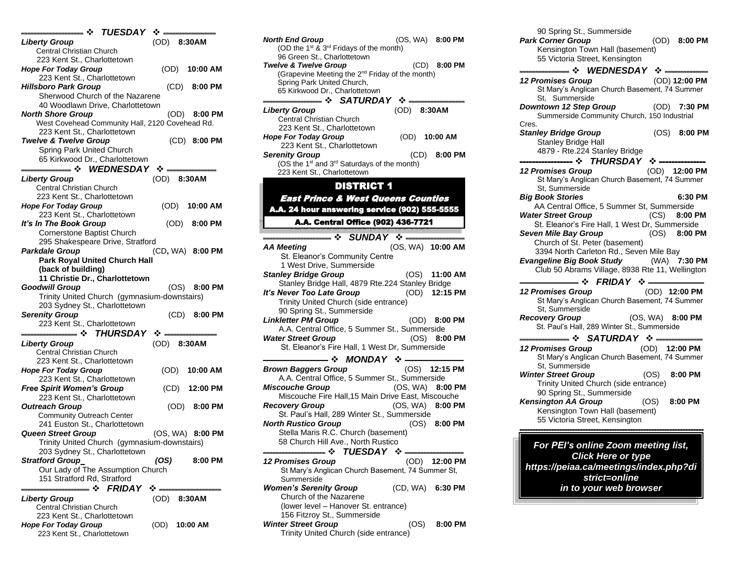## ❖ TUESDAY ❖

***Liberty Group*** (OD) **8:30AM**
Central Christian Church
223 Kent St., Charlottetown

***Hope For Today Group*** (OD) **10:00 AM**
223 Kent St., Charlottetown

***Hillsboro Park Group*** (CD) **8:00 PM**
Sherwood Church of the Nazarene
40 Woodlawn Drive, Charlottetown

***North Shore Group*** (OD) **8:00 PM**
West Covehead Community Hall, 2120 Covehead Rd.
223 Kent St., Charlottetown

***Twelve & Twelve Group*** (CD) **8:00 PM**
Spring Park United Church
65 Kirkwood Dr., Charlottetown

## ❖ WEDNESDAY ❖

***Liberty Group*** (OD) **8:30AM**
Central Christian Church
223 Kent St., Charlottetown

***Hope For Today Group*** (OD) **10:00 AM**
223 Kent St., Charlottetown

***It's In The Book Group*** (OD) **8:00 PM**
Cornerstone Baptist Church
295 Shakespeare Drive, Stratford

***Parkdale Group*** (CD, WA) **8:00 PM**
**Park Royal United Church Hall**
**(back of building)**
**11 Christie Dr., Charlottetown**

***Goodwill Group*** (OS) **8:00 PM**
Trinity United Church (gymnasium-downstairs)
203 Sydney St., Charlottetown

***Serenity Group*** (CD) **8:00 PM**
223 Kent St., Charlottetown

## ❖ THURSDAY ❖

***Liberty Group*** (OD) **8:30AM**
Central Christian Church
223 Kent St., Charlottetown

***Hope For Today Group*** (OD) **10:00 AM**
223 Kent St., Charlottetown

***Free Spirit Women's Group*** (CD) **12:00 PM**
223 Kent St., Charlottetown

***Outreach Group*** (OD) **8:00 PM**
Community Outreach Center
241 Euston St., Charlottetown

***Queen Street Group*** (OS, WA) **8:00 PM**
Trinity United Church (gymnasium-downstairs)
203 Sydney St., Charlottetown

***Stratford Group*** ***(OS)*** **8:00 PM**
Our Lady of The Assumption Church
151 Stratford Rd, Stratford

## ❖ FRIDAY ❖

***Liberty Group*** (OD) **8:30AM**
Central Christian Church
223 Kent St., Charlottetown

***Hope For Today Group*** (OD) **10:00 AM**
223 Kent St., Charlottetown

***North End Group*** (OS, WA) **8:00 PM**
(OD the 1st & 3rd Fridays of the month)
96 Green St., Charlottetown

***Twelve & Twelve Group*** (CD) **8:00 PM**
(Grapevine Meeting the 2nd Friday of the month)
Spring Park United Church,
65 Kirkwood Dr., Charlottetown

## ❖ SATURDAY ❖

***Liberty Group*** (OD) **8:30AM**
Central Christian Church
223 Kent St., Charlottetown

***Hope For Today Group*** (OD) **10:00 AM**
223 Kent St., Charlottetown

***Serenity Group*** (CD) **8:00 PM**
(OS the 1st and 3rd Saturdays of the month)
223 Kent St., Charlottetown

# DISTRICT 1

### *East Prince & West Queens Counties*

**A.A. 24 hour answering service (902) 555-5555**

**A.A. Central Office (902) 436-7721**

## ❖ SUNDAY ❖

***AA Meeting*** (OS, WA) **10:00 AM**
St. Eleanor's Community Centre
1 West Drive, Summerside

***Stanley Bridge Group*** (OS) **11:00 AM**
Stanley Bridge Hall, 4879 Rte.224 Stanley Bridge

***It's Never Too Late Group*** (OD) **12:15 PM**
Trinity United Church (side entrance)
90 Spring St., Summerside

***Linkletter PM Group*** (OD) **8:00 PM**
A.A. Central Office, 5 Summer St., Summerside

***Water Street Group*** (OS) **8:00 PM**
St. Eleanor's Fire Hall, 1 West Dr, Summerside

## ❖ MONDAY ❖

***Brown Baggers Group*** (OS) **12:15 PM**
A.A. Central Office, 5 Summer St., Summerside

***Miscouche Group*** (OS, WA) **8:00 PM**
Miscouche Fire Hall,15 Main Drive East, Miscouche

***Recovery Group*** (OS, WA) **8:00 PM**
St. Paul's Hall, 289 Winter St., Summerside

***North Rustico Group*** (OS) **8:00 PM**
Stella Maris R.C. Church (basement)
58 Church Hill Ave., North Rustico

## ❖ TUESDAY ❖

***12 Promises Group*** (OD) **12:00 PM**
St Mary's Anglican Church Basement, 74 Summer St, Summerside

***Women's Serenity Group*** (CD, WA) **6:30 PM**
Church of the Nazarene
(lower level – Hanover St. entrance)
156 Fitzroy St., Summerside

***Winter Street Group*** (OS) **8:00 PM**
Trinity United Church (side entrance)
90 Spring St., Summerside

***Park Corner Group*** (OD) **8:00 PM**
Kensington Town Hall (basement)
55 Victoria Street, Kensington

## ❖ WEDNESDAY ❖

***12 Promises Group*** (OD) **12:00 PM**
St Mary's Anglican Church Basement, 74 Summer St, Summerside

***Downtown 12 Step Group*** (OD) **7:30 PM**
Summerside Community Church, 150 Industrial Cres.

***Stanley Bridge Group*** (OS) **8:00 PM**
Stanley Bridge Hall
4879 - Rte.224 Stanley Bridge

## ❖ THURSDAY ❖

***12 Promises Group*** (OD) **12:00 PM**
St Mary's Anglican Church Basement, 74 Summer St, Summerside

***Big Book Stories*** **6:30 PM**
AA Central Office, 5 Summer St, Summerside

***Water Street Group*** (CS) **8:00 PM**
St. Eleanor's Fire Hall, 1 West Dr, Summerside

***Seven Mile Bay Group*** (OS) **8:00 PM**
Church of St. Peter (basement)
3394 North Carleton Rd., Seven Mile Bay

***Evangeline Big Book Study*** (WA) **7:30 PM**
Club 50 Abrams Village, 8938 Rte 11, Wellington

## ❖ FRIDAY ❖

***12 Promises Group*** (OD) **12:00 PM**
St Mary's Anglican Church Basement, 74 Summer St, Summerside

***Recovery Group*** (OS, WA) **8:00 PM**
St. Paul's Hall, 289 Winter St., Summerside

## ❖ SATURDAY ❖

***12 Promises Group*** (OD) **12:00 PM**
St Mary's Anglican Church Basement, 74 Summer St, Summerside

***Winter Street Group*** (OS) **8:00 PM**
Trinity United Church (side entrance)
90 Spring St., Summerside

***Kensington AA Group*** (OS) **8:00 PM**
Kensington Town Hall (basement)
55 Victoria Street, Kensington

***For PEI's online Zoom meeting list, Click Here or type https://peiaa.ca/meetings/index.php?district=online in to your web browser***